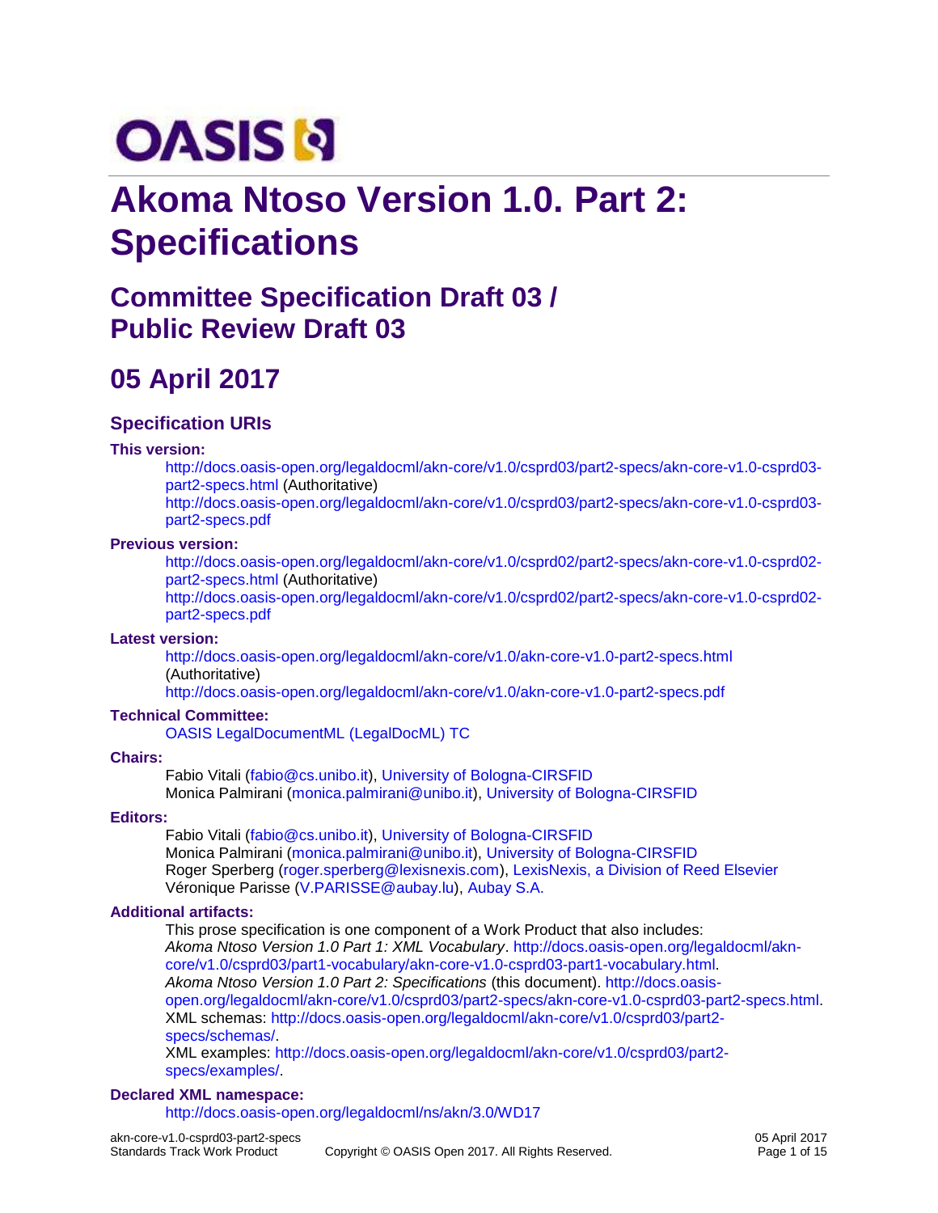# Akoma Ntoso Version 1.0. Part 2: Specifications

## Committee Specification Draft 03 / Public Review Draft 03

## 05 April 2017

### Specification URIs

**This version:**

http://docs.oasis-open.org/legaldocml/akn-core/v1.0/csprd03/part2-specs/akn-core-v1.0-csprd03-part2-specs.html (Authoritative)
http://docs.oasis-open.org/legaldocml/akn-core/v1.0/csprd03/part2-specs/akn-core-v1.0-csprd03-part2-specs.pdf

**Previous version:**

http://docs.oasis-open.org/legaldocml/akn-core/v1.0/csprd02/part2-specs/akn-core-v1.0-csprd02-part2-specs.html (Authoritative)
http://docs.oasis-open.org/legaldocml/akn-core/v1.0/csprd02/part2-specs/akn-core-v1.0-csprd02-part2-specs.pdf

**Latest version:**

http://docs.oasis-open.org/legaldocml/akn-core/v1.0/akn-core-v1.0-part2-specs.html (Authoritative)
http://docs.oasis-open.org/legaldocml/akn-core/v1.0/akn-core-v1.0-part2-specs.pdf

**Technical Committee:**

OASIS LegalDocumentML (LegalDocML) TC

**Chairs:**

Fabio Vitali (fabio@cs.unibo.it), University of Bologna-CIRSFID
Monica Palmirani (monica.palmirani@unibo.it), University of Bologna-CIRSFID

**Editors:**

Fabio Vitali (fabio@cs.unibo.it), University of Bologna-CIRSFID
Monica Palmirani (monica.palmirani@unibo.it), University of Bologna-CIRSFID
Roger Sperberg (roger.sperberg@lexisnexis.com), LexisNexis, a Division of Reed Elsevier
Véronique Parisse (V.PARISSE@aubay.lu), Aubay S.A.

**Additional artifacts:**

This prose specification is one component of a Work Product that also includes:
*Akoma Ntoso Version 1.0 Part 1: XML Vocabulary*. http://docs.oasis-open.org/legaldocml/akn-core/v1.0/csprd03/part1-vocabulary/akn-core-v1.0-csprd03-part1-vocabulary.html.
*Akoma Ntoso Version 1.0 Part 2: Specifications* (this document). http://docs.oasis-open.org/legaldocml/akn-core/v1.0/csprd03/part2-specs/akn-core-v1.0-csprd03-part2-specs.html.
XML schemas: http://docs.oasis-open.org/legaldocml/akn-core/v1.0/csprd03/part2-specs/schemas/.
XML examples: http://docs.oasis-open.org/legaldocml/akn-core/v1.0/csprd03/part2-specs/examples/.

**Declared XML namespace:**

http://docs.oasis-open.org/legaldocml/ns/akn/3.0/WD17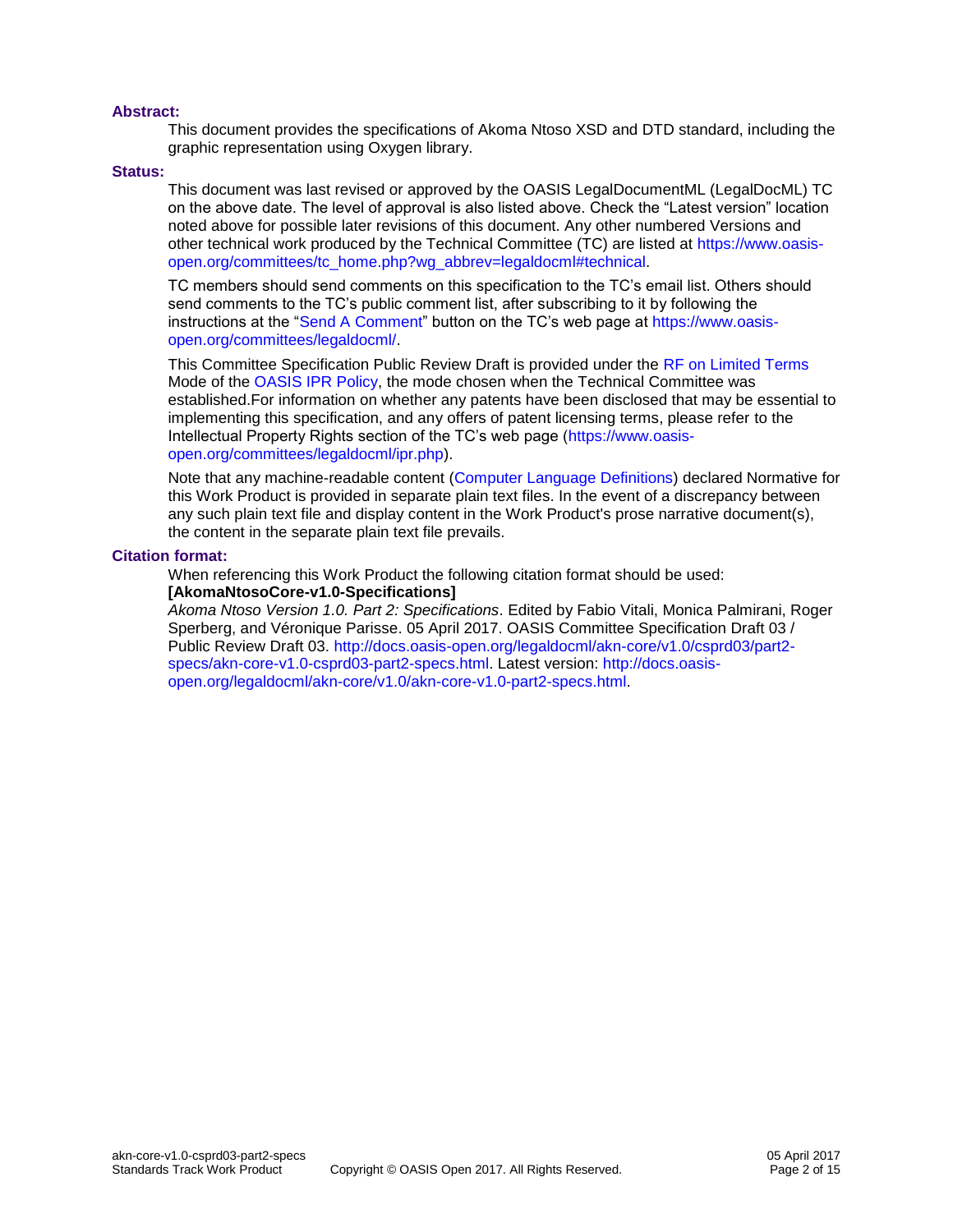**Abstract:**

This document provides the specifications of Akoma Ntoso XSD and DTD standard, including the graphic representation using Oxygen library.

**Status:**

This document was last revised or approved by the OASIS LegalDocumentML (LegalDocML) TC on the above date. The level of approval is also listed above. Check the "Latest version" location noted above for possible later revisions of this document. Any other numbered Versions and other technical work produced by the Technical Committee (TC) are listed at https://www.oasis-open.org/committees/tc_home.php?wg_abbrev=legaldocml#technical.

TC members should send comments on this specification to the TC's email list. Others should send comments to the TC's public comment list, after subscribing to it by following the instructions at the "Send A Comment" button on the TC's web page at https://www.oasis-open.org/committees/legaldocml/.

This Committee Specification Public Review Draft is provided under the RF on Limited Terms Mode of the OASIS IPR Policy, the mode chosen when the Technical Committee was established.For information on whether any patents have been disclosed that may be essential to implementing this specification, and any offers of patent licensing terms, please refer to the Intellectual Property Rights section of the TC's web page (https://www.oasis-open.org/committees/legaldocml/ipr.php).

Note that any machine-readable content (Computer Language Definitions) declared Normative for this Work Product is provided in separate plain text files. In the event of a discrepancy between any such plain text file and display content in the Work Product's prose narrative document(s), the content in the separate plain text file prevails.

**Citation format:**

When referencing this Work Product the following citation format should be used:

**[AkomaNtosoCore-v1.0-Specifications]**

*Akoma Ntoso Version 1.0. Part 2: Specifications*. Edited by Fabio Vitali, Monica Palmirani, Roger Sperberg, and Véronique Parisse. 05 April 2017. OASIS Committee Specification Draft 03 / Public Review Draft 03. http://docs.oasis-open.org/legaldocml/akn-core/v1.0/csprd03/part2-specs/akn-core-v1.0-csprd03-part2-specs.html. Latest version: http://docs.oasis-open.org/legaldocml/akn-core/v1.0/akn-core-v1.0-part2-specs.html.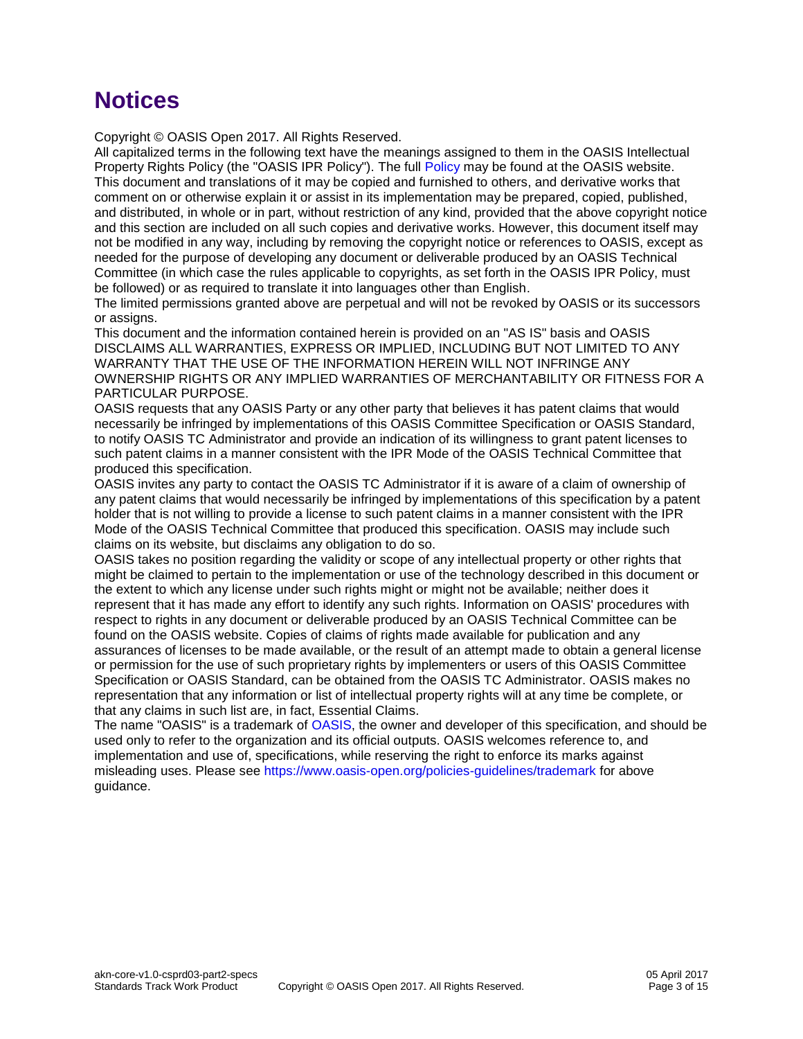# Notices

Copyright © OASIS Open 2017. All Rights Reserved.

All capitalized terms in the following text have the meanings assigned to them in the OASIS Intellectual Property Rights Policy (the "OASIS IPR Policy"). The full Policy may be found at the OASIS website.

This document and translations of it may be copied and furnished to others, and derivative works that comment on or otherwise explain it or assist in its implementation may be prepared, copied, published, and distributed, in whole or in part, without restriction of any kind, provided that the above copyright notice and this section are included on all such copies and derivative works. However, this document itself may not be modified in any way, including by removing the copyright notice or references to OASIS, except as needed for the purpose of developing any document or deliverable produced by an OASIS Technical Committee (in which case the rules applicable to copyrights, as set forth in the OASIS IPR Policy, must be followed) or as required to translate it into languages other than English.

The limited permissions granted above are perpetual and will not be revoked by OASIS or its successors or assigns.

This document and the information contained herein is provided on an "AS IS" basis and OASIS DISCLAIMS ALL WARRANTIES, EXPRESS OR IMPLIED, INCLUDING BUT NOT LIMITED TO ANY WARRANTY THAT THE USE OF THE INFORMATION HEREIN WILL NOT INFRINGE ANY OWNERSHIP RIGHTS OR ANY IMPLIED WARRANTIES OF MERCHANTABILITY OR FITNESS FOR A PARTICULAR PURPOSE.

OASIS requests that any OASIS Party or any other party that believes it has patent claims that would necessarily be infringed by implementations of this OASIS Committee Specification or OASIS Standard, to notify OASIS TC Administrator and provide an indication of its willingness to grant patent licenses to such patent claims in a manner consistent with the IPR Mode of the OASIS Technical Committee that produced this specification.

OASIS invites any party to contact the OASIS TC Administrator if it is aware of a claim of ownership of any patent claims that would necessarily be infringed by implementations of this specification by a patent holder that is not willing to provide a license to such patent claims in a manner consistent with the IPR Mode of the OASIS Technical Committee that produced this specification. OASIS may include such claims on its website, but disclaims any obligation to do so.

OASIS takes no position regarding the validity or scope of any intellectual property or other rights that might be claimed to pertain to the implementation or use of the technology described in this document or the extent to which any license under such rights might or might not be available; neither does it represent that it has made any effort to identify any such rights. Information on OASIS' procedures with respect to rights in any document or deliverable produced by an OASIS Technical Committee can be found on the OASIS website. Copies of claims of rights made available for publication and any assurances of licenses to be made available, or the result of an attempt made to obtain a general license or permission for the use of such proprietary rights by implementers or users of this OASIS Committee Specification or OASIS Standard, can be obtained from the OASIS TC Administrator. OASIS makes no representation that any information or list of intellectual property rights will at any time be complete, or that any claims in such list are, in fact, Essential Claims.

The name "OASIS" is a trademark of OASIS, the owner and developer of this specification, and should be used only to refer to the organization and its official outputs. OASIS welcomes reference to, and implementation and use of, specifications, while reserving the right to enforce its marks against misleading uses. Please see https://www.oasis-open.org/policies-guidelines/trademark for above guidance.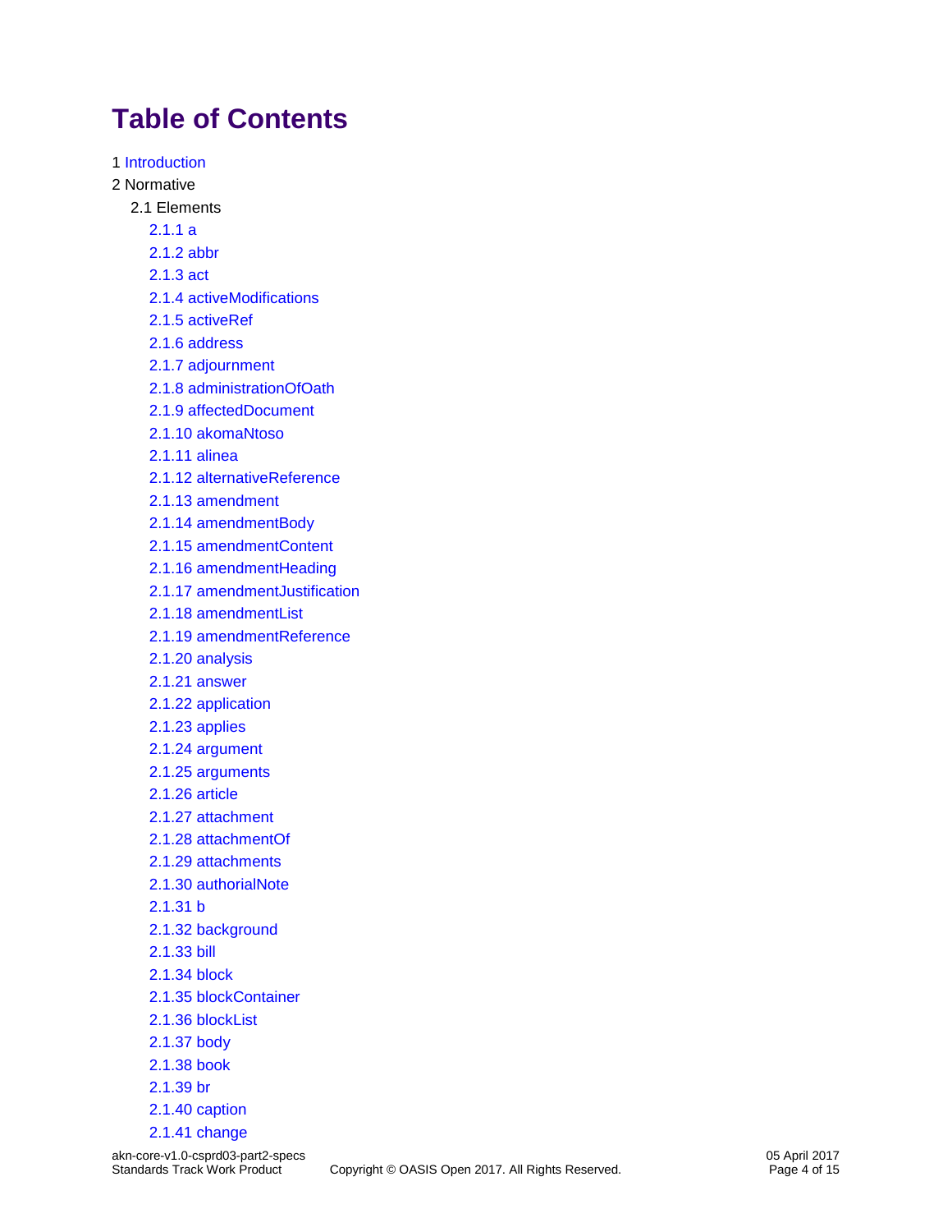# Table of Contents

1 Introduction

2 Normative

- 2.1 Elements
  - 2.1.1 a
  - 2.1.2 abbr
  - 2.1.3 act
  - 2.1.4 activeModifications
  - 2.1.5 activeRef
  - 2.1.6 address
  - 2.1.7 adjournment
  - 2.1.8 administrationOfOath
  - 2.1.9 affectedDocument
  - 2.1.10 akomaNtoso
  - 2.1.11 alinea
  - 2.1.12 alternativeReference
  - 2.1.13 amendment
  - 2.1.14 amendmentBody
  - 2.1.15 amendmentContent
  - 2.1.16 amendmentHeading
  - 2.1.17 amendmentJustification
  - 2.1.18 amendmentList
  - 2.1.19 amendmentReference
  - 2.1.20 analysis
  - 2.1.21 answer
  - 2.1.22 application
  - 2.1.23 applies
  - 2.1.24 argument
  - 2.1.25 arguments
  - 2.1.26 article
  - 2.1.27 attachment
  - 2.1.28 attachmentOf
  - 2.1.29 attachments
  - 2.1.30 authorialNote
  - 2.1.31 b
  - 2.1.32 background
  - 2.1.33 bill
  - 2.1.34 block
  - 2.1.35 blockContainer
  - 2.1.36 blockList
  - 2.1.37 body
  - 2.1.38 book
  - 2.1.39 br
  - 2.1.40 caption
  - 2.1.41 change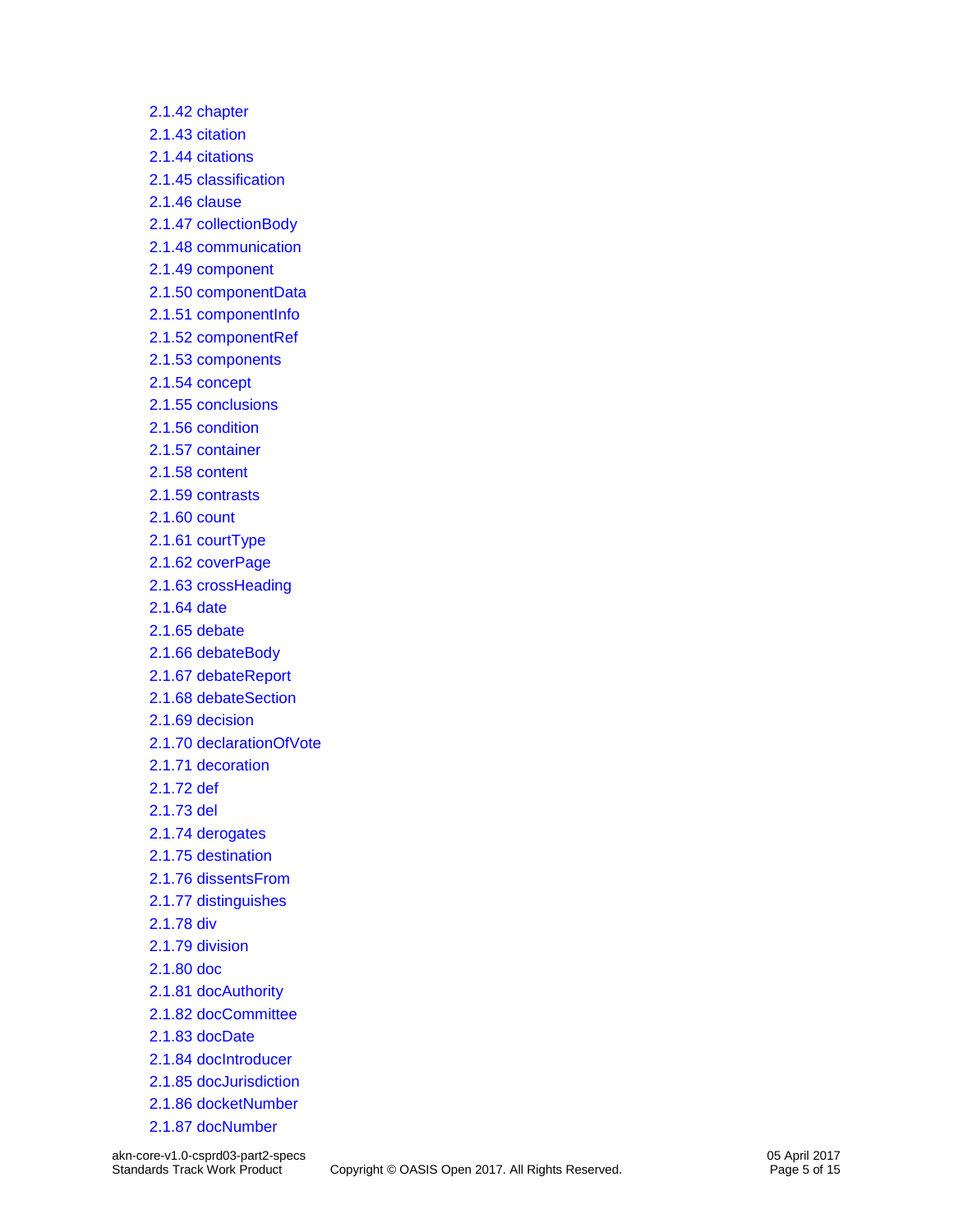2.1.42 chapter
2.1.43 citation
2.1.44 citations
2.1.45 classification
2.1.46 clause
2.1.47 collectionBody
2.1.48 communication
2.1.49 component
2.1.50 componentData
2.1.51 componentInfo
2.1.52 componentRef
2.1.53 components
2.1.54 concept
2.1.55 conclusions
2.1.56 condition
2.1.57 container
2.1.58 content
2.1.59 contrasts
2.1.60 count
2.1.61 courtType
2.1.62 coverPage
2.1.63 crossHeading
2.1.64 date
2.1.65 debate
2.1.66 debateBody
2.1.67 debateReport
2.1.68 debateSection
2.1.69 decision
2.1.70 declarationOfVote
2.1.71 decoration
2.1.72 def
2.1.73 del
2.1.74 derogates
2.1.75 destination
2.1.76 dissentsFrom
2.1.77 distinguishes
2.1.78 div
2.1.79 division
2.1.80 doc
2.1.81 docAuthority
2.1.82 docCommittee
2.1.83 docDate
2.1.84 docIntroducer
2.1.85 docJurisdiction
2.1.86 docketNumber
2.1.87 docNumber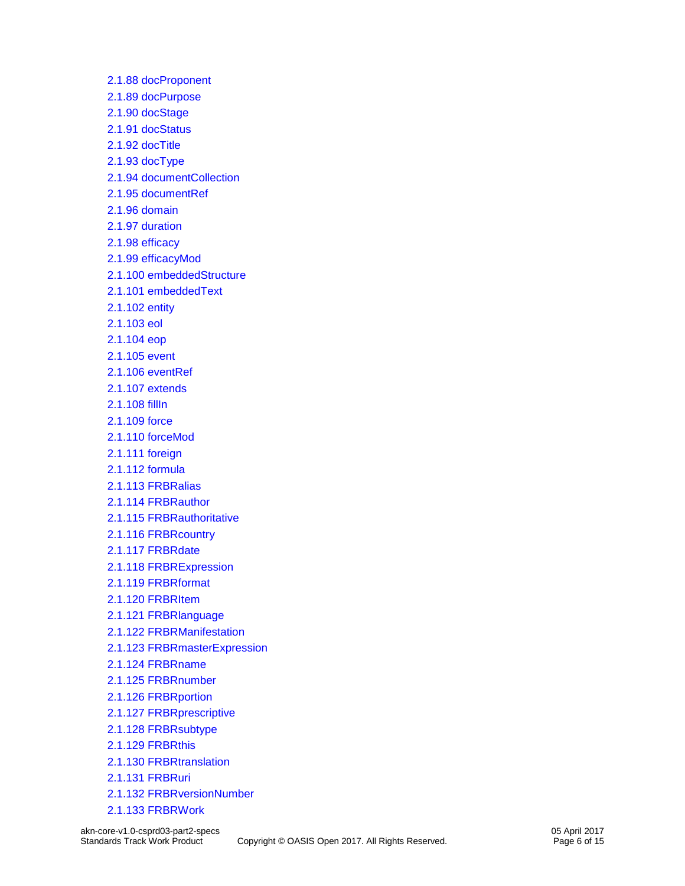2.1.88 docProponent
2.1.89 docPurpose
2.1.90 docStage
2.1.91 docStatus
2.1.92 docTitle
2.1.93 docType
2.1.94 documentCollection
2.1.95 documentRef
2.1.96 domain
2.1.97 duration
2.1.98 efficacy
2.1.99 efficacyMod
2.1.100 embeddedStructure
2.1.101 embeddedText
2.1.102 entity
2.1.103 eol
2.1.104 eop
2.1.105 event
2.1.106 eventRef
2.1.107 extends
2.1.108 fillIn
2.1.109 force
2.1.110 forceMod
2.1.111 foreign
2.1.112 formula
2.1.113 FRBRalias
2.1.114 FRBRauthor
2.1.115 FRBRauthoritative
2.1.116 FRBRcountry
2.1.117 FRBRdate
2.1.118 FRBRExpression
2.1.119 FRBRformat
2.1.120 FRBRItem
2.1.121 FRBRlanguage
2.1.122 FRBRManifestation
2.1.123 FRBRmasterExpression
2.1.124 FRBRname
2.1.125 FRBRnumber
2.1.126 FRBRportion
2.1.127 FRBRprescriptive
2.1.128 FRBRsubtype
2.1.129 FRBRthis
2.1.130 FRBRtranslation
2.1.131 FRBRuri
2.1.132 FRBRversionNumber
2.1.133 FRBRWork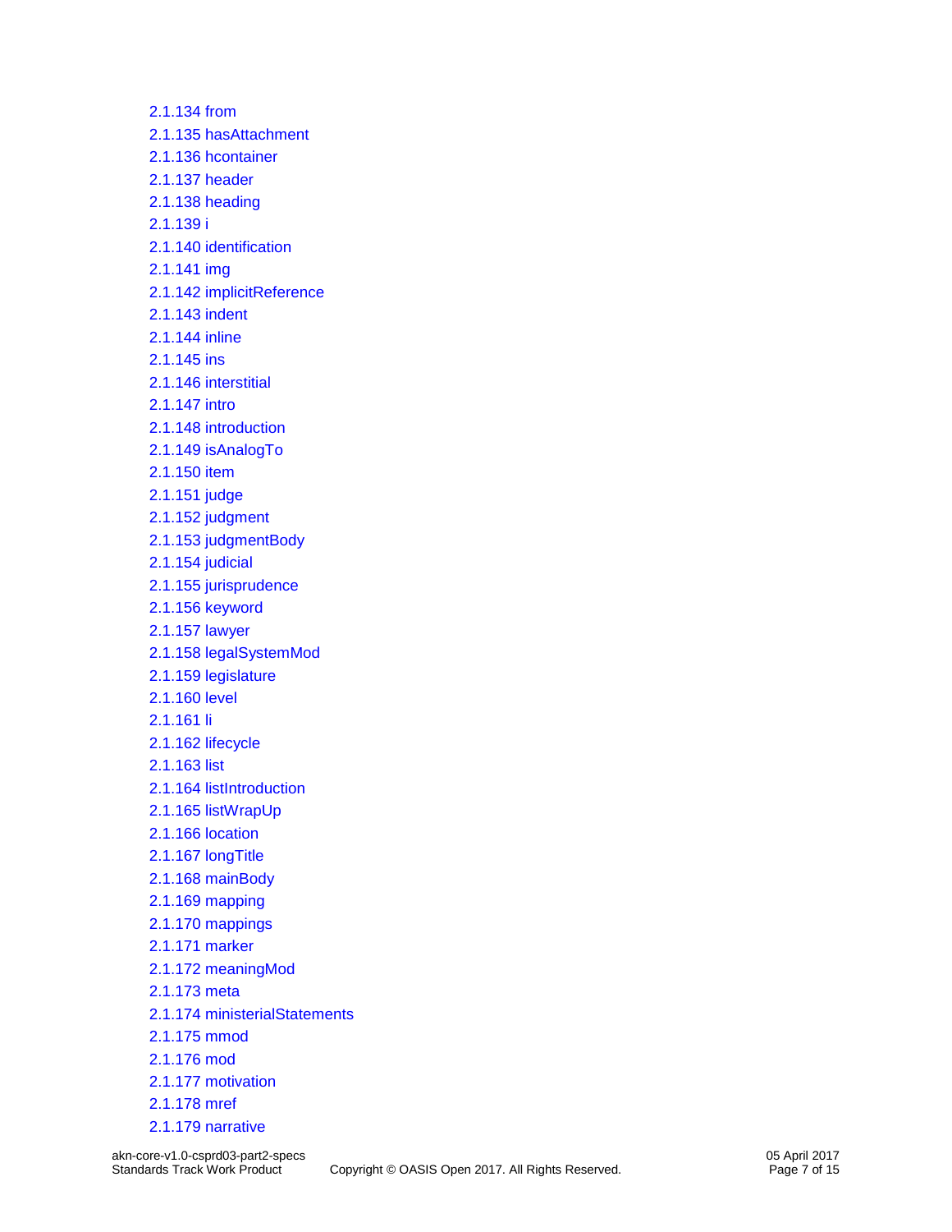2.1.134 from
2.1.135 hasAttachment
2.1.136 hcontainer
2.1.137 header
2.1.138 heading
2.1.139 i
2.1.140 identification
2.1.141 img
2.1.142 implicitReference
2.1.143 indent
2.1.144 inline
2.1.145 ins
2.1.146 interstitial
2.1.147 intro
2.1.148 introduction
2.1.149 isAnalogTo
2.1.150 item
2.1.151 judge
2.1.152 judgment
2.1.153 judgmentBody
2.1.154 judicial
2.1.155 jurisprudence
2.1.156 keyword
2.1.157 lawyer
2.1.158 legalSystemMod
2.1.159 legislature
2.1.160 level
2.1.161 li
2.1.162 lifecycle
2.1.163 list
2.1.164 listIntroduction
2.1.165 listWrapUp
2.1.166 location
2.1.167 longTitle
2.1.168 mainBody
2.1.169 mapping
2.1.170 mappings
2.1.171 marker
2.1.172 meaningMod
2.1.173 meta
2.1.174 ministerialStatements
2.1.175 mmod
2.1.176 mod
2.1.177 motivation
2.1.178 mref
2.1.179 narrative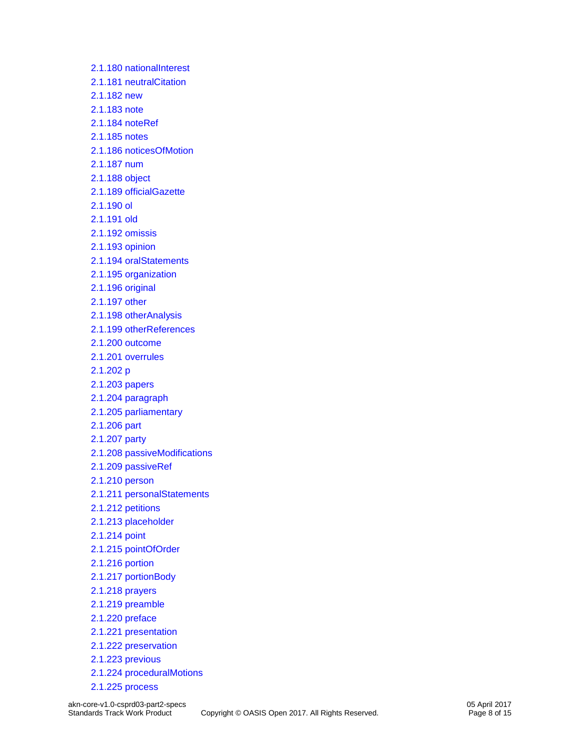2.1.180 nationalInterest
2.1.181 neutralCitation
2.1.182 new
2.1.183 note
2.1.184 noteRef
2.1.185 notes
2.1.186 noticesOfMotion
2.1.187 num
2.1.188 object
2.1.189 officialGazette
2.1.190 ol
2.1.191 old
2.1.192 omissis
2.1.193 opinion
2.1.194 oralStatements
2.1.195 organization
2.1.196 original
2.1.197 other
2.1.198 otherAnalysis
2.1.199 otherReferences
2.1.200 outcome
2.1.201 overrules
2.1.202 p
2.1.203 papers
2.1.204 paragraph
2.1.205 parliamentary
2.1.206 part
2.1.207 party
2.1.208 passiveModifications
2.1.209 passiveRef
2.1.210 person
2.1.211 personalStatements
2.1.212 petitions
2.1.213 placeholder
2.1.214 point
2.1.215 pointOfOrder
2.1.216 portion
2.1.217 portionBody
2.1.218 prayers
2.1.219 preamble
2.1.220 preface
2.1.221 presentation
2.1.222 preservation
2.1.223 previous
2.1.224 proceduralMotions
2.1.225 process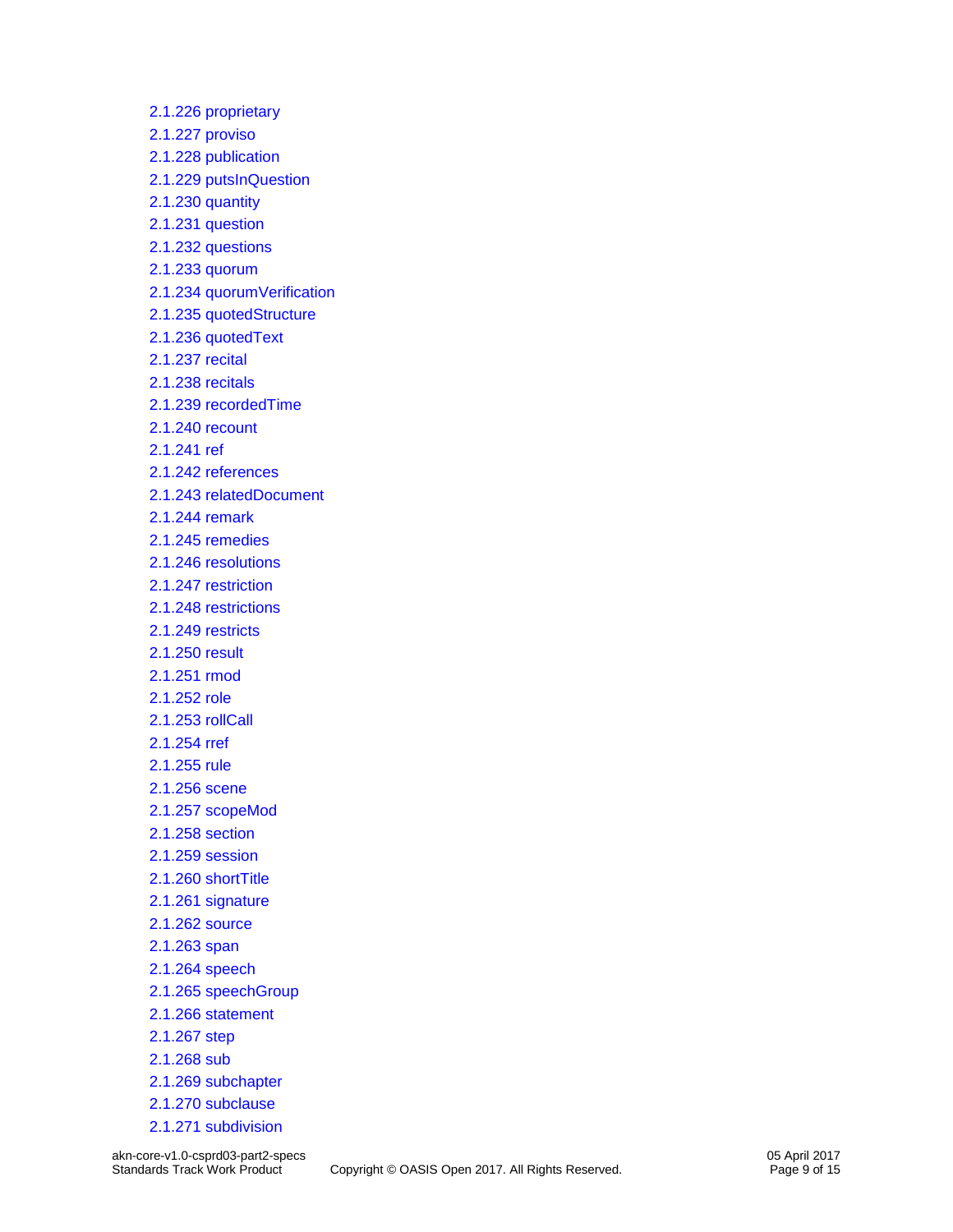2.1.226 proprietary
2.1.227 proviso
2.1.228 publication
2.1.229 putsInQuestion
2.1.230 quantity
2.1.231 question
2.1.232 questions
2.1.233 quorum
2.1.234 quorumVerification
2.1.235 quotedStructure
2.1.236 quotedText
2.1.237 recital
2.1.238 recitals
2.1.239 recordedTime
2.1.240 recount
2.1.241 ref
2.1.242 references
2.1.243 relatedDocument
2.1.244 remark
2.1.245 remedies
2.1.246 resolutions
2.1.247 restriction
2.1.248 restrictions
2.1.249 restricts
2.1.250 result
2.1.251 rmod
2.1.252 role
2.1.253 rollCall
2.1.254 rref
2.1.255 rule
2.1.256 scene
2.1.257 scopeMod
2.1.258 section
2.1.259 session
2.1.260 shortTitle
2.1.261 signature
2.1.262 source
2.1.263 span
2.1.264 speech
2.1.265 speechGroup
2.1.266 statement
2.1.267 step
2.1.268 sub
2.1.269 subchapter
2.1.270 subclause
2.1.271 subdivision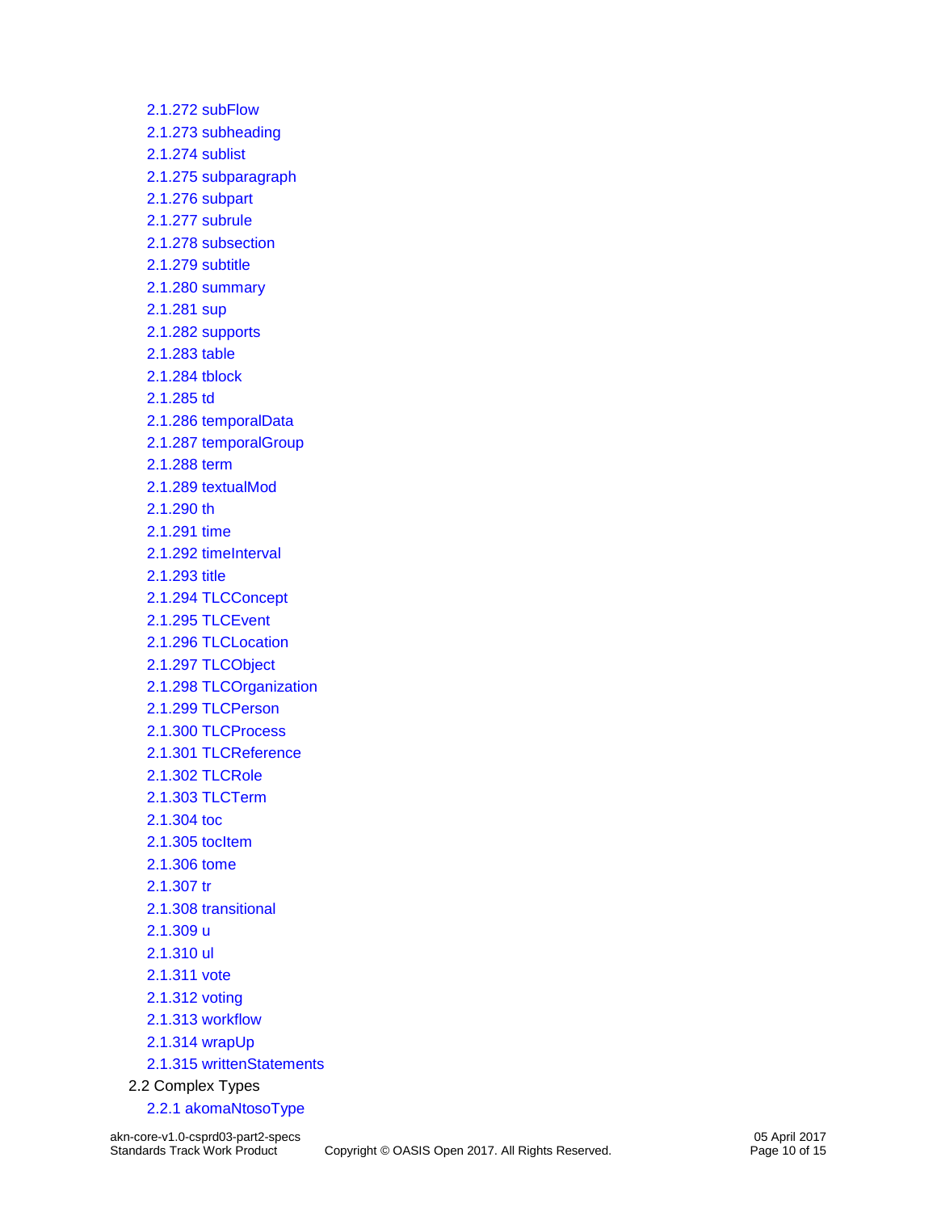- 2.1.272 subFlow
- 2.1.273 subheading
- 2.1.274 sublist
- 2.1.275 subparagraph
- 2.1.276 subpart
- 2.1.277 subrule
- 2.1.278 subsection
- 2.1.279 subtitle
- 2.1.280 summary
- 2.1.281 sup
- 2.1.282 supports
- 2.1.283 table
- 2.1.284 tblock
- 2.1.285 td
- 2.1.286 temporalData
- 2.1.287 temporalGroup
- 2.1.288 term
- 2.1.289 textualMod
- 2.1.290 th
- 2.1.291 time
- 2.1.292 timeInterval
- 2.1.293 title
- 2.1.294 TLCConcept
- 2.1.295 TLCEvent
- 2.1.296 TLCLocation
- 2.1.297 TLCObject
- 2.1.298 TLCOrganization
- 2.1.299 TLCPerson
- 2.1.300 TLCProcess
- 2.1.301 TLCReference
- 2.1.302 TLCRole
- 2.1.303 TLCTerm
- 2.1.304 toc
- 2.1.305 tocItem
- 2.1.306 tome
- 2.1.307 tr
- 2.1.308 transitional
- 2.1.309 u
- 2.1.310 ul
- 2.1.311 vote
- 2.1.312 voting
- 2.1.313 workflow
- 2.1.314 wrapUp
- 2.1.315 writtenStatements

2.2 Complex Types

- 2.2.1 akomaNtosoType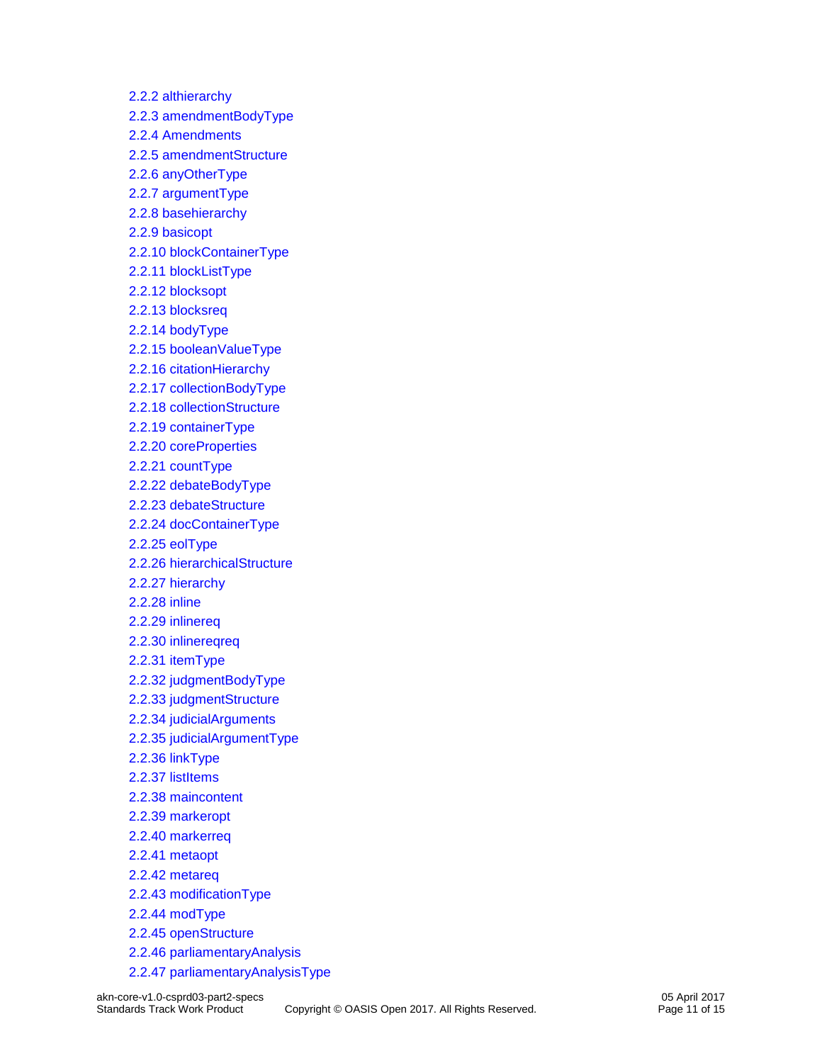2.2.2 althierarchy
2.2.3 amendmentBodyType
2.2.4 Amendments
2.2.5 amendmentStructure
2.2.6 anyOtherType
2.2.7 argumentType
2.2.8 basehierarchy
2.2.9 basicopt
2.2.10 blockContainerType
2.2.11 blockListType
2.2.12 blocksopt
2.2.13 blocksreq
2.2.14 bodyType
2.2.15 booleanValueType
2.2.16 citationHierarchy
2.2.17 collectionBodyType
2.2.18 collectionStructure
2.2.19 containerType
2.2.20 coreProperties
2.2.21 countType
2.2.22 debateBodyType
2.2.23 debateStructure
2.2.24 docContainerType
2.2.25 eolType
2.2.26 hierarchicalStructure
2.2.27 hierarchy
2.2.28 inline
2.2.29 inlinereq
2.2.30 inlinereqreq
2.2.31 itemType
2.2.32 judgmentBodyType
2.2.33 judgmentStructure
2.2.34 judicialArguments
2.2.35 judicialArgumentType
2.2.36 linkType
2.2.37 listItems
2.2.38 maincontent
2.2.39 markeropt
2.2.40 markerreq
2.2.41 metaopt
2.2.42 metareq
2.2.43 modificationType
2.2.44 modType
2.2.45 openStructure
2.2.46 parliamentaryAnalysis
2.2.47 parliamentaryAnalysisType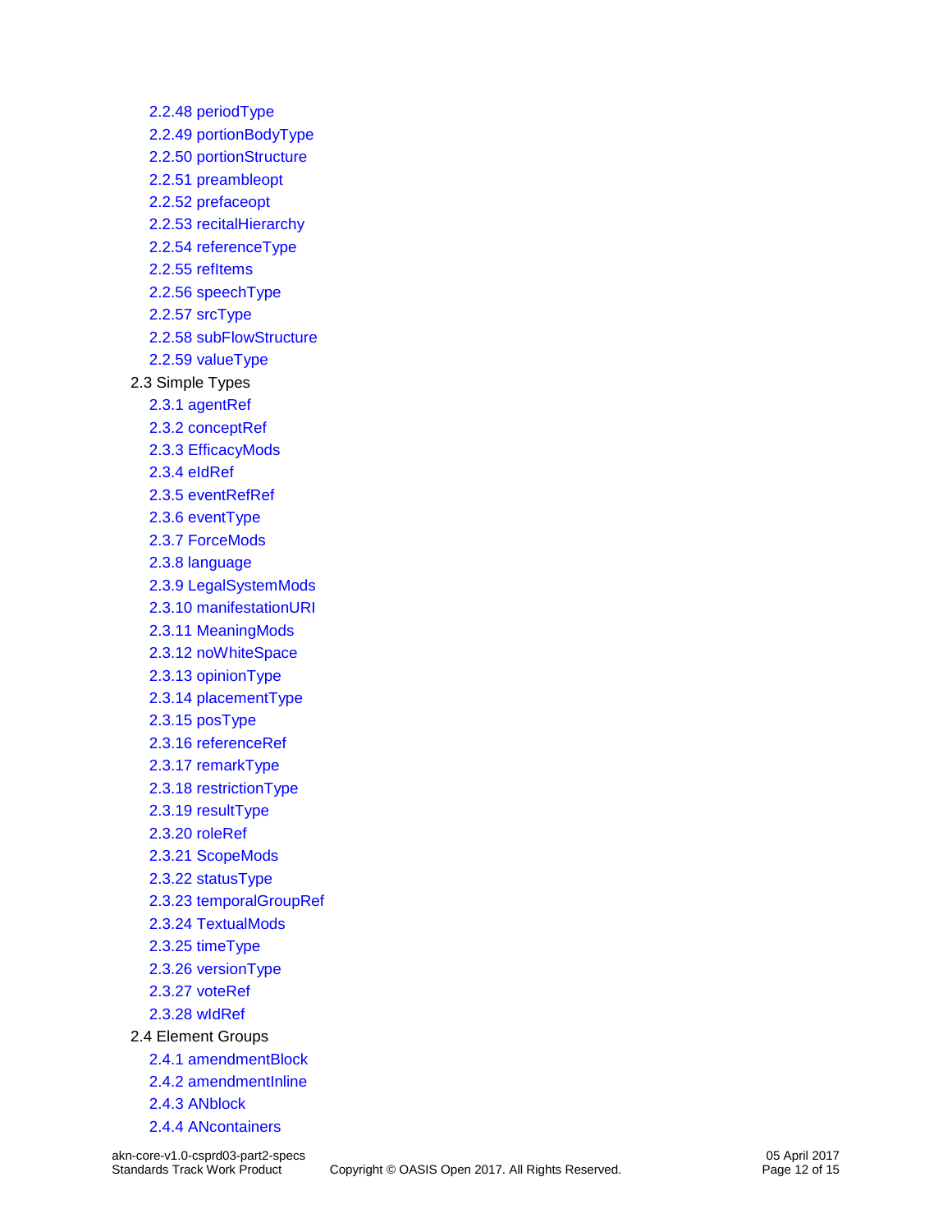- 2.2.48 periodType
- 2.2.49 portionBodyType
- 2.2.50 portionStructure
- 2.2.51 preambleopt
- 2.2.52 prefaceopt
- 2.2.53 recitalHierarchy
- 2.2.54 referenceType
- 2.2.55 refItems
- 2.2.56 speechType
- 2.2.57 srcType
- 2.2.58 subFlowStructure
- 2.2.59 valueType

2.3 Simple Types

- 2.3.1 agentRef
- 2.3.2 conceptRef
- 2.3.3 EfficacyMods
- 2.3.4 eIdRef
- 2.3.5 eventRefRef
- 2.3.6 eventType
- 2.3.7 ForceMods
- 2.3.8 language
- 2.3.9 LegalSystemMods
- 2.3.10 manifestationURI
- 2.3.11 MeaningMods
- 2.3.12 noWhiteSpace
- 2.3.13 opinionType
- 2.3.14 placementType
- 2.3.15 posType
- 2.3.16 referenceRef
- 2.3.17 remarkType
- 2.3.18 restrictionType
- 2.3.19 resultType
- 2.3.20 roleRef
- 2.3.21 ScopeMods
- 2.3.22 statusType
- 2.3.23 temporalGroupRef
- 2.3.24 TextualMods
- 2.3.25 timeType
- 2.3.26 versionType
- 2.3.27 voteRef
- 2.3.28 wIdRef

2.4 Element Groups

- 2.4.1 amendmentBlock
- 2.4.2 amendmentInline
- 2.4.3 ANblock
- 2.4.4 ANcontainers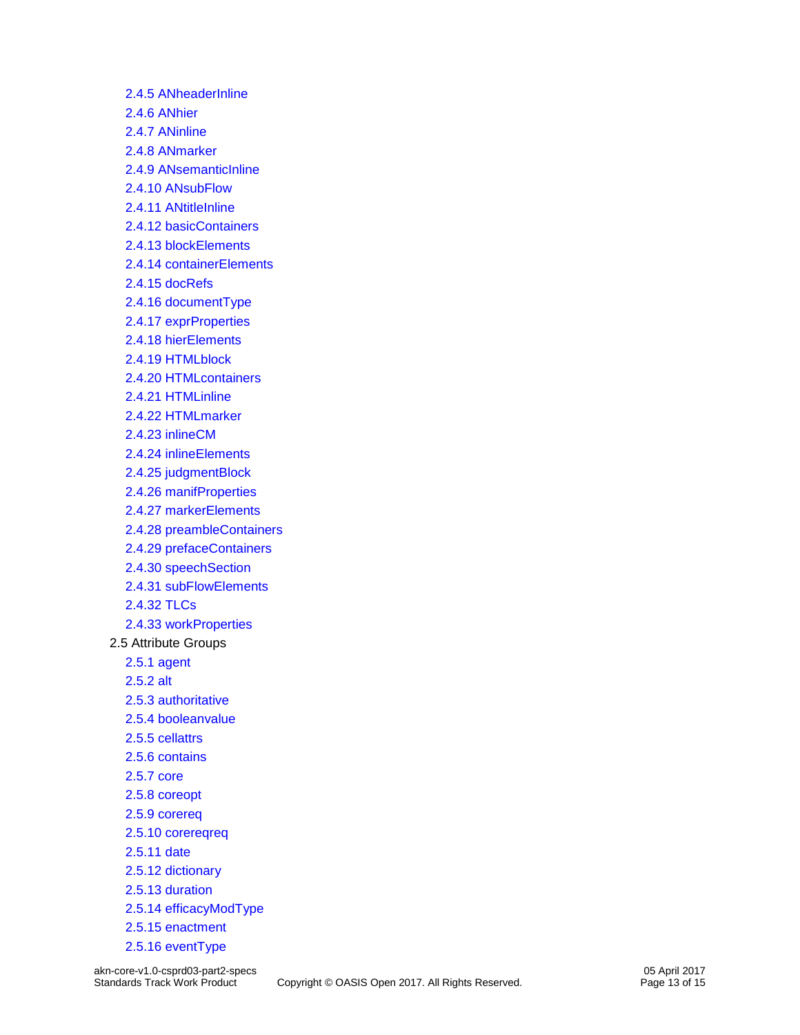- 2.4.5 ANheaderInline
- 2.4.6 ANhier
- 2.4.7 ANinline
- 2.4.8 ANmarker
- 2.4.9 ANsemanticInline
- 2.4.10 ANsubFlow
- 2.4.11 ANtitleInline
- 2.4.12 basicContainers
- 2.4.13 blockElements
- 2.4.14 containerElements
- 2.4.15 docRefs
- 2.4.16 documentType
- 2.4.17 exprProperties
- 2.4.18 hierElements
- 2.4.19 HTMLblock
- 2.4.20 HTMLcontainers
- 2.4.21 HTMLinline
- 2.4.22 HTMLmarker
- 2.4.23 inlineCM
- 2.4.24 inlineElements
- 2.4.25 judgmentBlock
- 2.4.26 manifProperties
- 2.4.27 markerElements
- 2.4.28 preambleContainers
- 2.4.29 prefaceContainers
- 2.4.30 speechSection
- 2.4.31 subFlowElements
- 2.4.32 TLCs
- 2.4.33 workProperties

2.5 Attribute Groups

- 2.5.1 agent
- 2.5.2 alt
- 2.5.3 authoritative
- 2.5.4 booleanvalue
- 2.5.5 cellattrs
- 2.5.6 contains
- 2.5.7 core
- 2.5.8 coreopt
- 2.5.9 corereq
- 2.5.10 corereqreq
- 2.5.11 date
- 2.5.12 dictionary
- 2.5.13 duration
- 2.5.14 efficacyModType
- 2.5.15 enactment
- 2.5.16 eventType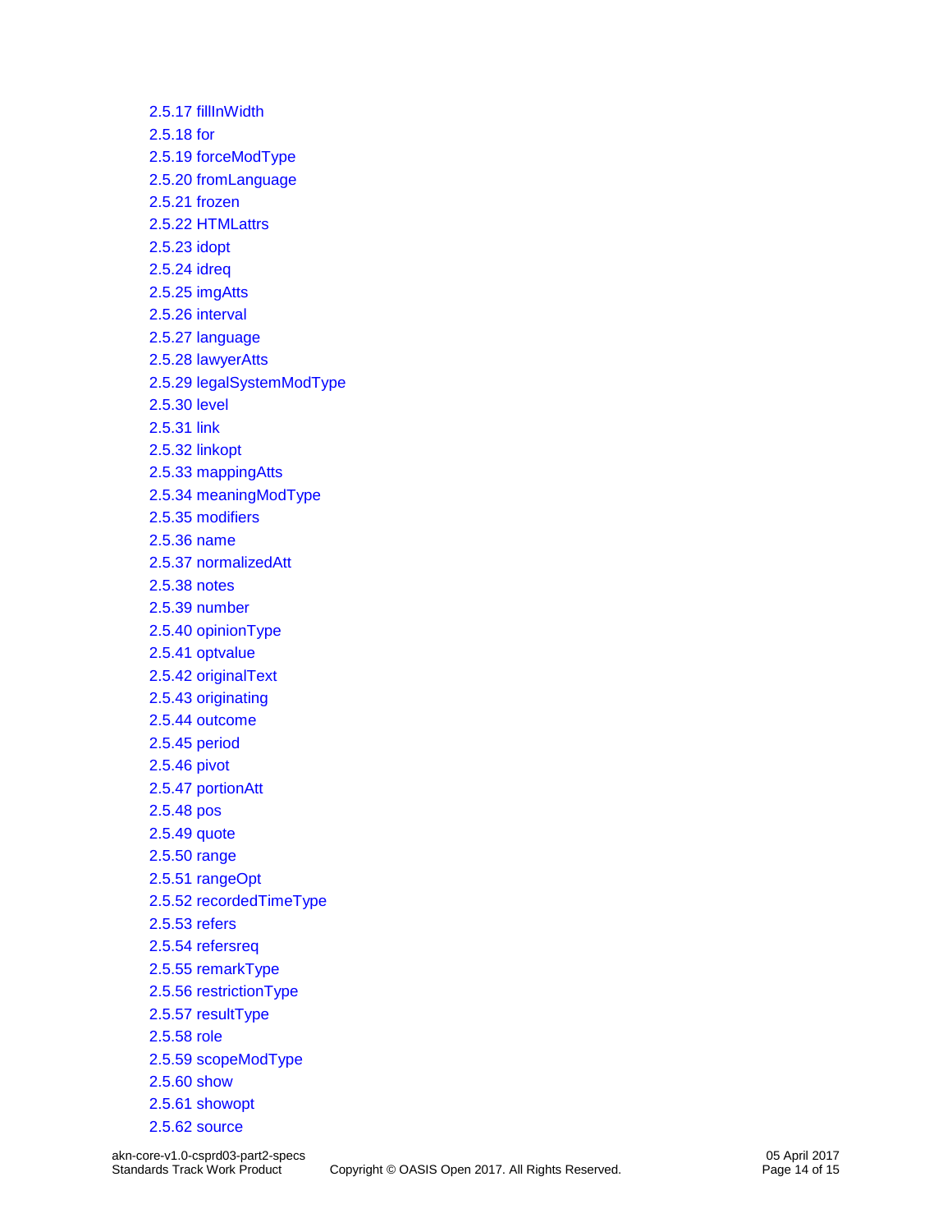2.5.17 fillInWidth
2.5.18 for
2.5.19 forceModType
2.5.20 fromLanguage
2.5.21 frozen
2.5.22 HTMLattrs
2.5.23 idopt
2.5.24 idreq
2.5.25 imgAtts
2.5.26 interval
2.5.27 language
2.5.28 lawyerAtts
2.5.29 legalSystemModType
2.5.30 level
2.5.31 link
2.5.32 linkopt
2.5.33 mappingAtts
2.5.34 meaningModType
2.5.35 modifiers
2.5.36 name
2.5.37 normalizedAtt
2.5.38 notes
2.5.39 number
2.5.40 opinionType
2.5.41 optvalue
2.5.42 originalText
2.5.43 originating
2.5.44 outcome
2.5.45 period
2.5.46 pivot
2.5.47 portionAtt
2.5.48 pos
2.5.49 quote
2.5.50 range
2.5.51 rangeOpt
2.5.52 recordedTimeType
2.5.53 refers
2.5.54 refersreq
2.5.55 remarkType
2.5.56 restrictionType
2.5.57 resultType
2.5.58 role
2.5.59 scopeModType
2.5.60 show
2.5.61 showopt
2.5.62 source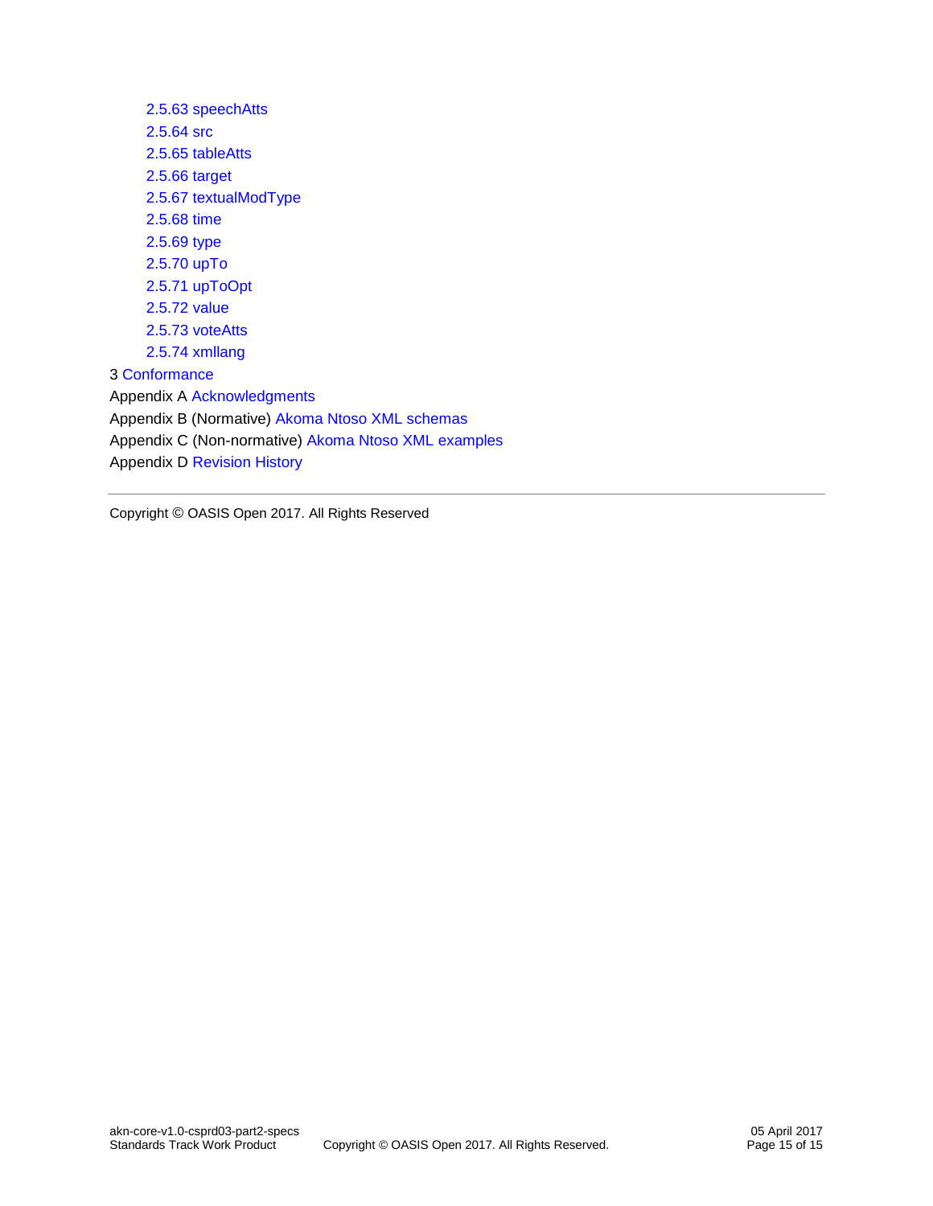2.5.63 speechAtts
2.5.64 src
2.5.65 tableAtts
2.5.66 target
2.5.67 textualModType
2.5.68 time
2.5.69 type
2.5.70 upTo
2.5.71 upToOpt
2.5.72 value
2.5.73 voteAtts
2.5.74 xmllang

3 Conformance

Appendix A Acknowledgments

Appendix B (Normative) Akoma Ntoso XML schemas

Appendix C (Non-normative) Akoma Ntoso XML examples

Appendix D Revision History

---

Copyright © OASIS Open 2017. All Rights Reserved